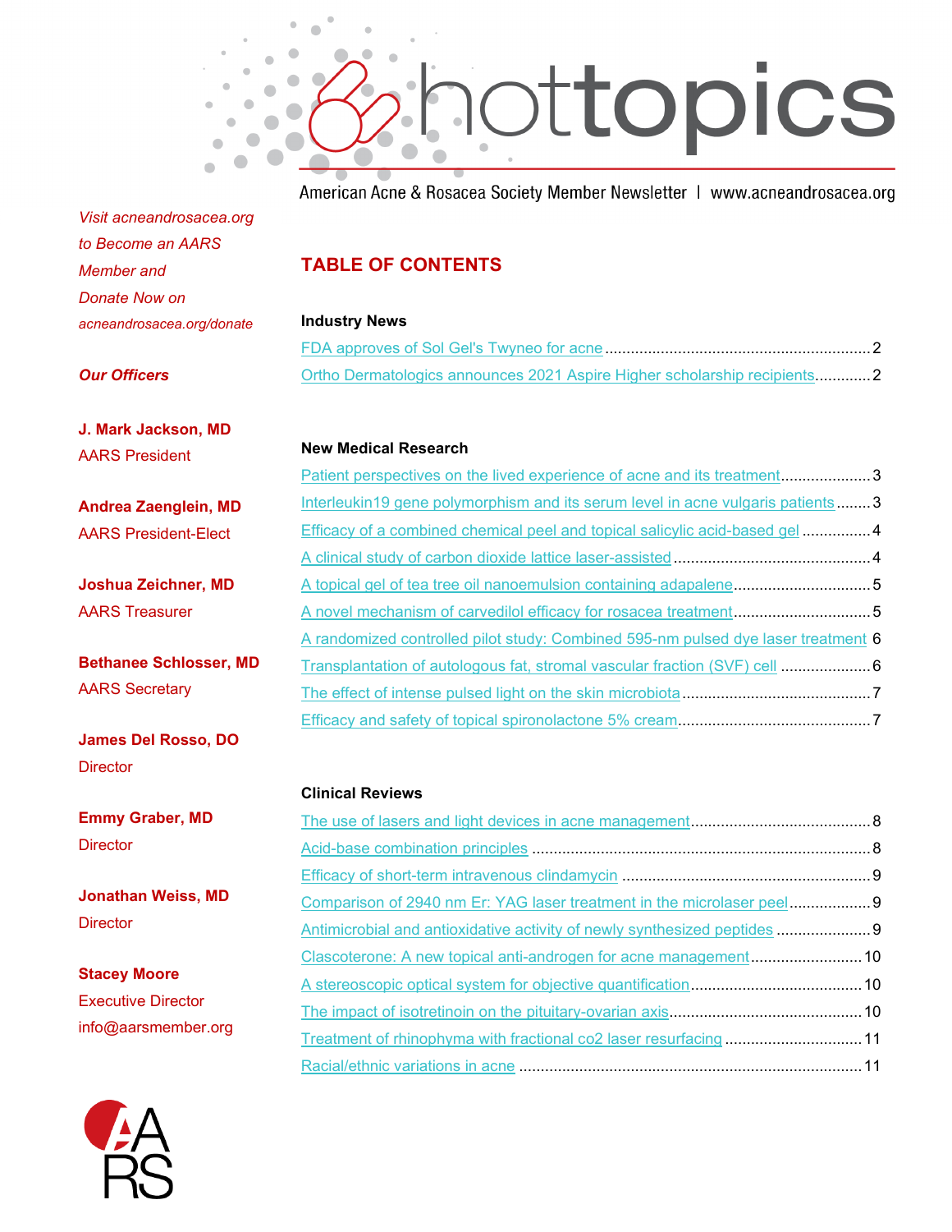# hottopics

American Acne & Rosacea Society Member Newsletter | www.acneandrosacea.org

*Visit acneandrosacea.org to Become an AARS Member and Donate Now on acneandrosacea.org/donate*

***Our Officers***

**J. Mark Jackson, MD**
AARS President

**Andrea Zaenglein, MD**
AARS President-Elect

**Joshua Zeichner, MD**
AARS Treasurer

**Bethanee Schlosser, MD**
AARS Secretary

**James Del Rosso, DO**
Director

**Emmy Graber, MD**
Director

**Jonathan Weiss, MD**
Director

**Stacey Moore**
Executive Director
info@aarsmember.org

## TABLE OF CONTENTS

### Industry News

- FDA approves of Sol Gel's Twyneo for acne .......... 2
- Ortho Dermatologics announces 2021 Aspire Higher scholarship recipients .......... 2

### New Medical Research

- Patient perspectives on the lived experience of acne and its treatment .......... 3
- Interleukin19 gene polymorphism and its serum level in acne vulgaris patients .......... 3
- Efficacy of a combined chemical peel and topical salicylic acid-based gel .......... 4
- A clinical study of carbon dioxide lattice laser-assisted .......... 4
- A topical gel of tea tree oil nanoemulsion containing adapalene .......... 5
- A novel mechanism of carvedilol efficacy for rosacea treatment .......... 5
- A randomized controlled pilot study: Combined 595-nm pulsed dye laser treatment .......... 6
- Transplantation of autologous fat, stromal vascular fraction (SVF) cell .......... 6
- The effect of intense pulsed light on the skin microbiota .......... 7
- Efficacy and safety of topical spironolactone 5% cream .......... 7

### Clinical Reviews

- The use of lasers and light devices in acne management .......... 8
- Acid-base combination principles .......... 8
- Efficacy of short-term intravenous clindamycin .......... 9
- Comparison of 2940 nm Er: YAG laser treatment in the microlaser peel .......... 9
- Antimicrobial and antioxidative activity of newly synthesized peptides .......... 9
- Clascoterone: A new topical anti-androgen for acne management .......... 10
- A stereoscopic optical system for objective quantification .......... 10
- The impact of isotretinoin on the pituitary-ovarian axis .......... 10
- Treatment of rhinophyma with fractional co2 laser resurfacing .......... 11
- Racial/ethnic variations in acne .......... 11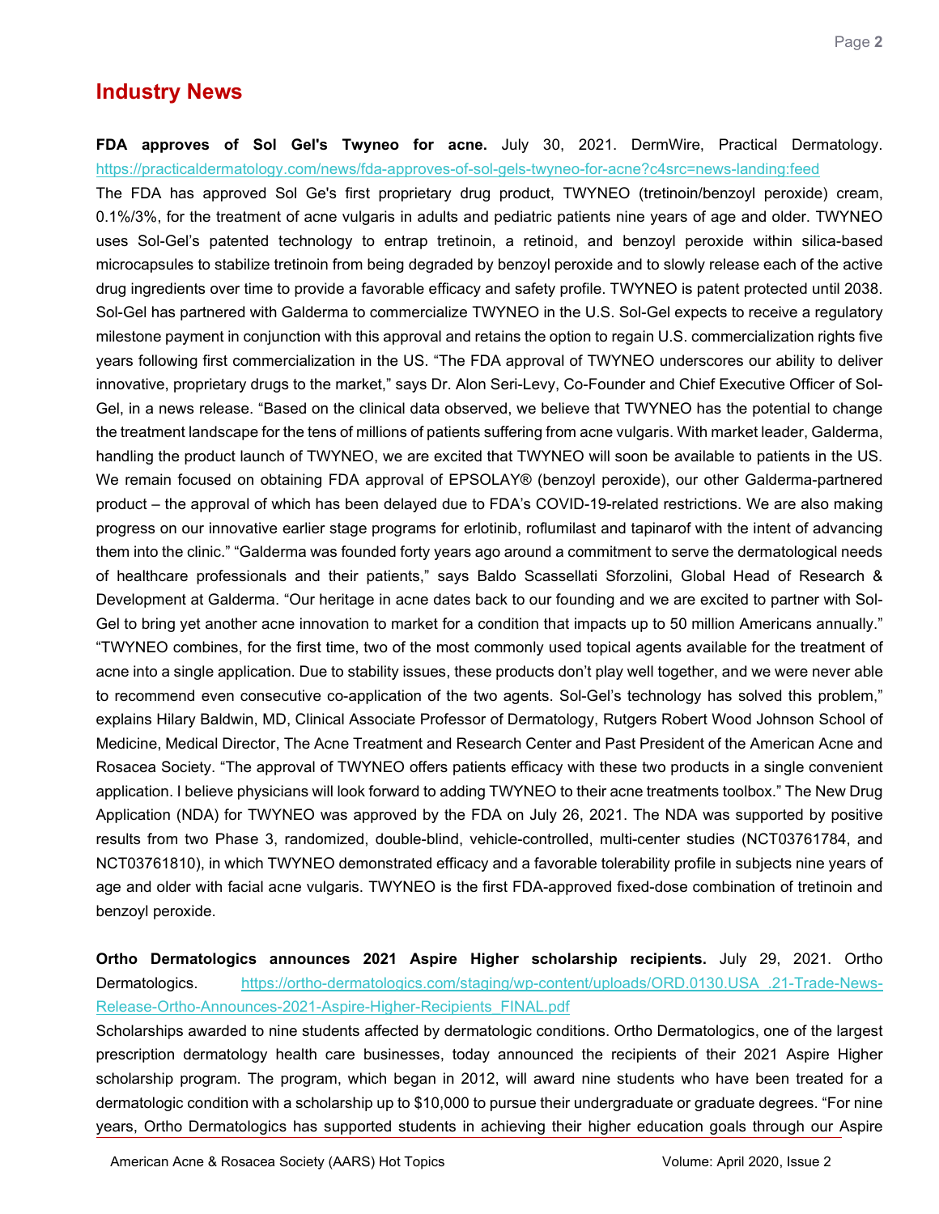## Industry News

**FDA approves of Sol Gel's Twyneo for acne.** July 30, 2021. DermWire, Practical Dermatology. https://practicaldermatology.com/news/fda-approves-of-sol-gels-twyneo-for-acne?c4src=news-landing:feed

The FDA has approved Sol Ge's first proprietary drug product, TWYNEO (tretinoin/benzoyl peroxide) cream, 0.1%/3%, for the treatment of acne vulgaris in adults and pediatric patients nine years of age and older. TWYNEO uses Sol-Gel's patented technology to entrap tretinoin, a retinoid, and benzoyl peroxide within silica-based microcapsules to stabilize tretinoin from being degraded by benzoyl peroxide and to slowly release each of the active drug ingredients over time to provide a favorable efficacy and safety profile. TWYNEO is patent protected until 2038. Sol-Gel has partnered with Galderma to commercialize TWYNEO in the U.S. Sol-Gel expects to receive a regulatory milestone payment in conjunction with this approval and retains the option to regain U.S. commercialization rights five years following first commercialization in the US. "The FDA approval of TWYNEO underscores our ability to deliver innovative, proprietary drugs to the market," says Dr. Alon Seri-Levy, Co-Founder and Chief Executive Officer of Sol-Gel, in a news release. "Based on the clinical data observed, we believe that TWYNEO has the potential to change the treatment landscape for the tens of millions of patients suffering from acne vulgaris. With market leader, Galderma, handling the product launch of TWYNEO, we are excited that TWYNEO will soon be available to patients in the US. We remain focused on obtaining FDA approval of EPSOLAY® (benzoyl peroxide), our other Galderma-partnered product – the approval of which has been delayed due to FDA's COVID-19-related restrictions. We are also making progress on our innovative earlier stage programs for erlotinib, roflumilast and tapinarof with the intent of advancing them into the clinic." "Galderma was founded forty years ago around a commitment to serve the dermatological needs of healthcare professionals and their patients," says Baldo Scassellati Sforzolini, Global Head of Research & Development at Galderma. "Our heritage in acne dates back to our founding and we are excited to partner with Sol-Gel to bring yet another acne innovation to market for a condition that impacts up to 50 million Americans annually." "TWYNEO combines, for the first time, two of the most commonly used topical agents available for the treatment of acne into a single application. Due to stability issues, these products don't play well together, and we were never able to recommend even consecutive co-application of the two agents. Sol-Gel's technology has solved this problem," explains Hilary Baldwin, MD, Clinical Associate Professor of Dermatology, Rutgers Robert Wood Johnson School of Medicine, Medical Director, The Acne Treatment and Research Center and Past President of the American Acne and Rosacea Society. "The approval of TWYNEO offers patients efficacy with these two products in a single convenient application. I believe physicians will look forward to adding TWYNEO to their acne treatments toolbox." The New Drug Application (NDA) for TWYNEO was approved by the FDA on July 26, 2021. The NDA was supported by positive results from two Phase 3, randomized, double-blind, vehicle-controlled, multi-center studies (NCT03761784, and NCT03761810), in which TWYNEO demonstrated efficacy and a favorable tolerability profile in subjects nine years of age and older with facial acne vulgaris. TWYNEO is the first FDA-approved fixed-dose combination of tretinoin and benzoyl peroxide.

**Ortho Dermatologics announces 2021 Aspire Higher scholarship recipients.** July 29, 2021. Ortho Dermatologics. https://ortho-dermatologics.com/staging/wp-content/uploads/ORD.0130.USA_.21-Trade-News-Release-Ortho-Announces-2021-Aspire-Higher-Recipients_FINAL.pdf

Scholarships awarded to nine students affected by dermatologic conditions. Ortho Dermatologics, one of the largest prescription dermatology health care businesses, today announced the recipients of their 2021 Aspire Higher scholarship program. The program, which began in 2012, will award nine students who have been treated for a dermatologic condition with a scholarship up to $10,000 to pursue their undergraduate or graduate degrees. "For nine years, Ortho Dermatologics has supported students in achieving their higher education goals through our Aspire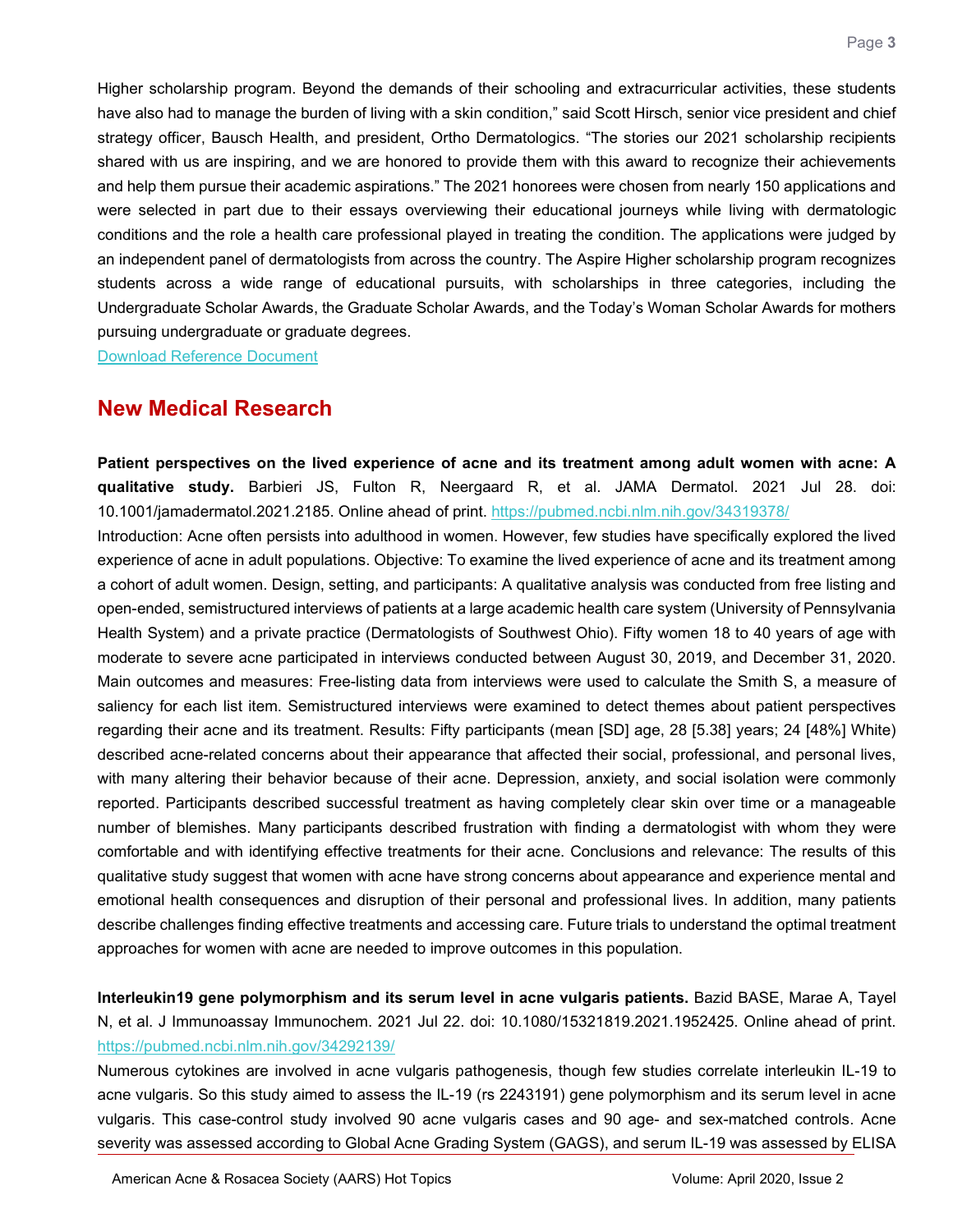Higher scholarship program. Beyond the demands of their schooling and extracurricular activities, these students have also had to manage the burden of living with a skin condition," said Scott Hirsch, senior vice president and chief strategy officer, Bausch Health, and president, Ortho Dermatologics. "The stories our 2021 scholarship recipients shared with us are inspiring, and we are honored to provide them with this award to recognize their achievements and help them pursue their academic aspirations." The 2021 honorees were chosen from nearly 150 applications and were selected in part due to their essays overviewing their educational journeys while living with dermatologic conditions and the role a health care professional played in treating the condition. The applications were judged by an independent panel of dermatologists from across the country. The Aspire Higher scholarship program recognizes students across a wide range of educational pursuits, with scholarships in three categories, including the Undergraduate Scholar Awards, the Graduate Scholar Awards, and the Today's Woman Scholar Awards for mothers pursuing undergraduate or graduate degrees.

[Download Reference Document]

## New Medical Research

**Patient perspectives on the lived experience of acne and its treatment among adult women with acne: A qualitative study.** Barbieri JS, Fulton R, Neergaard R, et al. JAMA Dermatol. 2021 Jul 28. doi: 10.1001/jamadermatol.2021.2185. Online ahead of print. https://pubmed.ncbi.nlm.nih.gov/34319378/

Introduction: Acne often persists into adulthood in women. However, few studies have specifically explored the lived experience of acne in adult populations. Objective: To examine the lived experience of acne and its treatment among a cohort of adult women. Design, setting, and participants: A qualitative analysis was conducted from free listing and open-ended, semistructured interviews of patients at a large academic health care system (University of Pennsylvania Health System) and a private practice (Dermatologists of Southwest Ohio). Fifty women 18 to 40 years of age with moderate to severe acne participated in interviews conducted between August 30, 2019, and December 31, 2020. Main outcomes and measures: Free-listing data from interviews were used to calculate the Smith S, a measure of saliency for each list item. Semistructured interviews were examined to detect themes about patient perspectives regarding their acne and its treatment. Results: Fifty participants (mean [SD] age, 28 [5.38] years; 24 [48%] White) described acne-related concerns about their appearance that affected their social, professional, and personal lives, with many altering their behavior because of their acne. Depression, anxiety, and social isolation were commonly reported. Participants described successful treatment as having completely clear skin over time or a manageable number of blemishes. Many participants described frustration with finding a dermatologist with whom they were comfortable and with identifying effective treatments for their acne. Conclusions and relevance: The results of this qualitative study suggest that women with acne have strong concerns about appearance and experience mental and emotional health consequences and disruption of their personal and professional lives. In addition, many patients describe challenges finding effective treatments and accessing care. Future trials to understand the optimal treatment approaches for women with acne are needed to improve outcomes in this population.

**Interleukin19 gene polymorphism and its serum level in acne vulgaris patients.** Bazid BASE, Marae A, Tayel N, et al. J Immunoassay Immunochem. 2021 Jul 22. doi: 10.1080/15321819.2021.1952425. Online ahead of print. https://pubmed.ncbi.nlm.nih.gov/34292139/

Numerous cytokines are involved in acne vulgaris pathogenesis, though few studies correlate interleukin IL-19 to acne vulgaris. So this study aimed to assess the IL-19 (rs 2243191) gene polymorphism and its serum level in acne vulgaris. This case-control study involved 90 acne vulgaris cases and 90 age- and sex-matched controls. Acne severity was assessed according to Global Acne Grading System (GAGS), and serum IL-19 was assessed by ELISA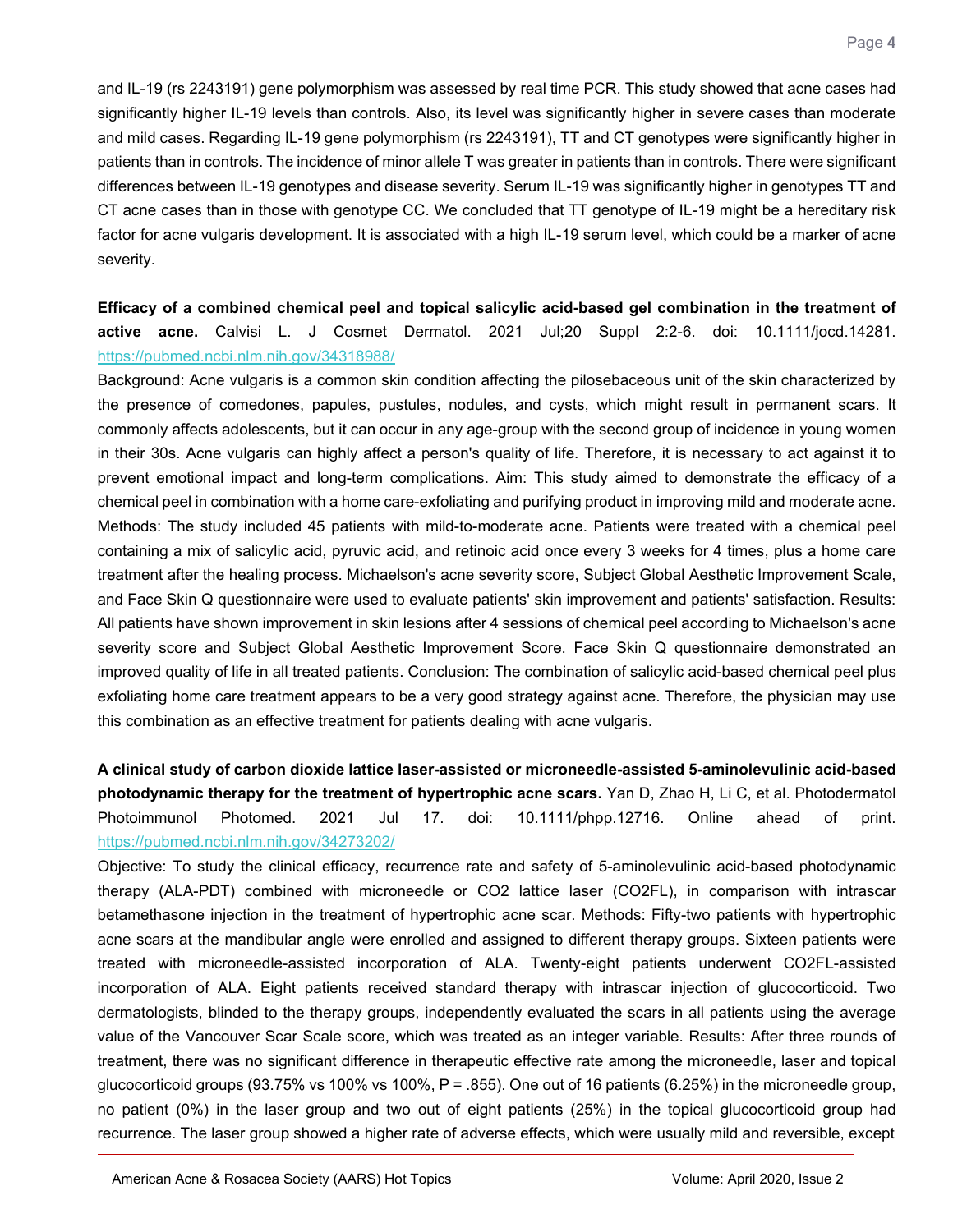and IL-19 (rs 2243191) gene polymorphism was assessed by real time PCR. This study showed that acne cases had significantly higher IL-19 levels than controls. Also, its level was significantly higher in severe cases than moderate and mild cases. Regarding IL-19 gene polymorphism (rs 2243191), TT and CT genotypes were significantly higher in patients than in controls. The incidence of minor allele T was greater in patients than in controls. There were significant differences between IL-19 genotypes and disease severity. Serum IL-19 was significantly higher in genotypes TT and CT acne cases than in those with genotype CC. We concluded that TT genotype of IL-19 might be a hereditary risk factor for acne vulgaris development. It is associated with a high IL-19 serum level, which could be a marker of acne severity.

**Efficacy of a combined chemical peel and topical salicylic acid-based gel combination in the treatment of active acne.** Calvisi L. J Cosmet Dermatol. 2021 Jul;20 Suppl 2:2-6. doi: 10.1111/jocd.14281. https://pubmed.ncbi.nlm.nih.gov/34318988/

Background: Acne vulgaris is a common skin condition affecting the pilosebaceous unit of the skin characterized by the presence of comedones, papules, pustules, nodules, and cysts, which might result in permanent scars. It commonly affects adolescents, but it can occur in any age-group with the second group of incidence in young women in their 30s. Acne vulgaris can highly affect a person's quality of life. Therefore, it is necessary to act against it to prevent emotional impact and long-term complications. Aim: This study aimed to demonstrate the efficacy of a chemical peel in combination with a home care-exfoliating and purifying product in improving mild and moderate acne. Methods: The study included 45 patients with mild-to-moderate acne. Patients were treated with a chemical peel containing a mix of salicylic acid, pyruvic acid, and retinoic acid once every 3 weeks for 4 times, plus a home care treatment after the healing process. Michaelson's acne severity score, Subject Global Aesthetic Improvement Scale, and Face Skin Q questionnaire were used to evaluate patients' skin improvement and patients' satisfaction. Results: All patients have shown improvement in skin lesions after 4 sessions of chemical peel according to Michaelson's acne severity score and Subject Global Aesthetic Improvement Score. Face Skin Q questionnaire demonstrated an improved quality of life in all treated patients. Conclusion: The combination of salicylic acid-based chemical peel plus exfoliating home care treatment appears to be a very good strategy against acne. Therefore, the physician may use this combination as an effective treatment for patients dealing with acne vulgaris.

**A clinical study of carbon dioxide lattice laser-assisted or microneedle-assisted 5-aminolevulinic acid-based photodynamic therapy for the treatment of hypertrophic acne scars.** Yan D, Zhao H, Li C, et al. Photodermatol Photoimmunol Photomed. 2021 Jul 17. doi: 10.1111/phpp.12716. Online ahead of print. https://pubmed.ncbi.nlm.nih.gov/34273202/

Objective: To study the clinical efficacy, recurrence rate and safety of 5-aminolevulinic acid-based photodynamic therapy (ALA-PDT) combined with microneedle or $CO_2$ lattice laser (CO2FL), in comparison with intrascar betamethasone injection in the treatment of hypertrophic acne scar. Methods: Fifty-two patients with hypertrophic acne scars at the mandibular angle were enrolled and assigned to different therapy groups. Sixteen patients were treated with microneedle-assisted incorporation of ALA. Twenty-eight patients underwent CO2FL-assisted incorporation of ALA. Eight patients received standard therapy with intrascar injection of glucocorticoid. Two dermatologists, blinded to the therapy groups, independently evaluated the scars in all patients using the average value of the Vancouver Scar Scale score, which was treated as an integer variable. Results: After three rounds of treatment, there was no significant difference in therapeutic effective rate among the microneedle, laser and topical glucocorticoid groups (93.75% vs 100% vs 100%, $P = .855$). One out of 16 patients (6.25%) in the microneedle group, no patient (0%) in the laser group and two out of eight patients (25%) in the topical glucocorticoid group had recurrence. The laser group showed a higher rate of adverse effects, which were usually mild and reversible, except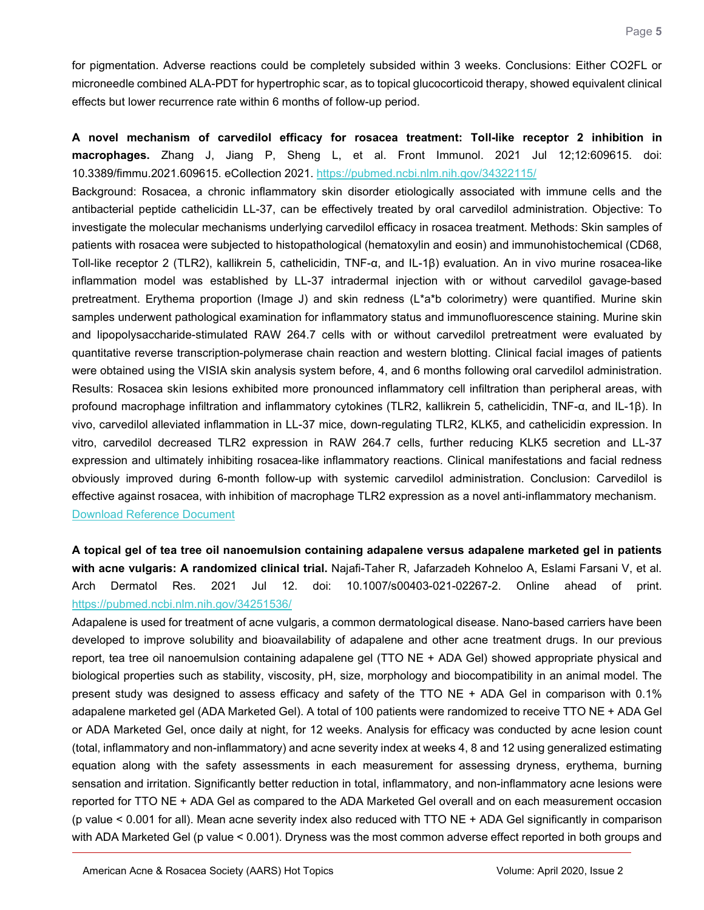for pigmentation. Adverse reactions could be completely subsided within 3 weeks. Conclusions: Either CO2FL or microneedle combined ALA-PDT for hypertrophic scar, as to topical glucocorticoid therapy, showed equivalent clinical effects but lower recurrence rate within 6 months of follow-up period.

**A novel mechanism of carvedilol efficacy for rosacea treatment: Toll-like receptor 2 inhibition in macrophages.** Zhang J, Jiang P, Sheng L, et al. Front Immunol. 2021 Jul 12;12:609615. doi: 10.3389/fimmu.2021.609615. eCollection 2021. [https://pubmed.ncbi.nlm.nih.gov/34322115/](https://pubmed.ncbi.nlm.nih.gov/34322115/)

Background: Rosacea, a chronic inflammatory skin disorder etiologically associated with immune cells and the antibacterial peptide cathelicidin LL-37, can be effectively treated by oral carvedilol administration. Objective: To investigate the molecular mechanisms underlying carvedilol efficacy in rosacea treatment. Methods: Skin samples of patients with rosacea were subjected to histopathological (hematoxylin and eosin) and immunohistochemical (CD68, Toll-like receptor 2 (TLR2), kallikrein 5, cathelicidin, TNF-α, and IL-1β) evaluation. An in vivo murine rosacea-like inflammation model was established by LL-37 intradermal injection with or without carvedilol gavage-based pretreatment. Erythema proportion (Image J) and skin redness (L*a*b colorimetry) were quantified. Murine skin samples underwent pathological examination for inflammatory status and immunofluorescence staining. Murine skin and lipopolysaccharide-stimulated RAW 264.7 cells with or without carvedilol pretreatment were evaluated by quantitative reverse transcription-polymerase chain reaction and western blotting. Clinical facial images of patients were obtained using the VISIA skin analysis system before, 4, and 6 months following oral carvedilol administration. Results: Rosacea skin lesions exhibited more pronounced inflammatory cell infiltration than peripheral areas, with profound macrophage infiltration and inflammatory cytokines (TLR2, kallikrein 5, cathelicidin, TNF-α, and IL-1β). In vivo, carvedilol alleviated inflammation in LL-37 mice, down-regulating TLR2, KLK5, and cathelicidin expression. In vitro, carvedilol decreased TLR2 expression in RAW 264.7 cells, further reducing KLK5 secretion and LL-37 expression and ultimately inhibiting rosacea-like inflammatory reactions. Clinical manifestations and facial redness obviously improved during 6-month follow-up with systemic carvedilol administration. Conclusion: Carvedilol is effective against rosacea, with inhibition of macrophage TLR2 expression as a novel anti-inflammatory mechanism.
[Download Reference Document]

**A topical gel of tea tree oil nanoemulsion containing adapalene versus adapalene marketed gel in patients with acne vulgaris: A randomized clinical trial.** Najafi-Taher R, Jafarzadeh Kohneloo A, Eslami Farsani V, et al. Arch Dermatol Res. 2021 Jul 12. doi: 10.1007/s00403-021-02267-2. Online ahead of print. [https://pubmed.ncbi.nlm.nih.gov/34251536/](https://pubmed.ncbi.nlm.nih.gov/34251536/)

Adapalene is used for treatment of acne vulgaris, a common dermatological disease. Nano-based carriers have been developed to improve solubility and bioavailability of adapalene and other acne treatment drugs. In our previous report, tea tree oil nanoemulsion containing adapalene gel (TTO NE + ADA Gel) showed appropriate physical and biological properties such as stability, viscosity, pH, size, morphology and biocompatibility in an animal model. The present study was designed to assess efficacy and safety of the TTO NE + ADA Gel in comparison with 0.1% adapalene marketed gel (ADA Marketed Gel). A total of 100 patients were randomized to receive TTO NE + ADA Gel or ADA Marketed Gel, once daily at night, for 12 weeks. Analysis for efficacy was conducted by acne lesion count (total, inflammatory and non-inflammatory) and acne severity index at weeks 4, 8 and 12 using generalized estimating equation along with the safety assessments in each measurement for assessing dryness, erythema, burning sensation and irritation. Significantly better reduction in total, inflammatory, and non-inflammatory acne lesions were reported for TTO NE + ADA Gel as compared to the ADA Marketed Gel overall and on each measurement occasion (p value < 0.001 for all). Mean acne severity index also reduced with TTO NE + ADA Gel significantly in comparison with ADA Marketed Gel (p value < 0.001). Dryness was the most common adverse effect reported in both groups and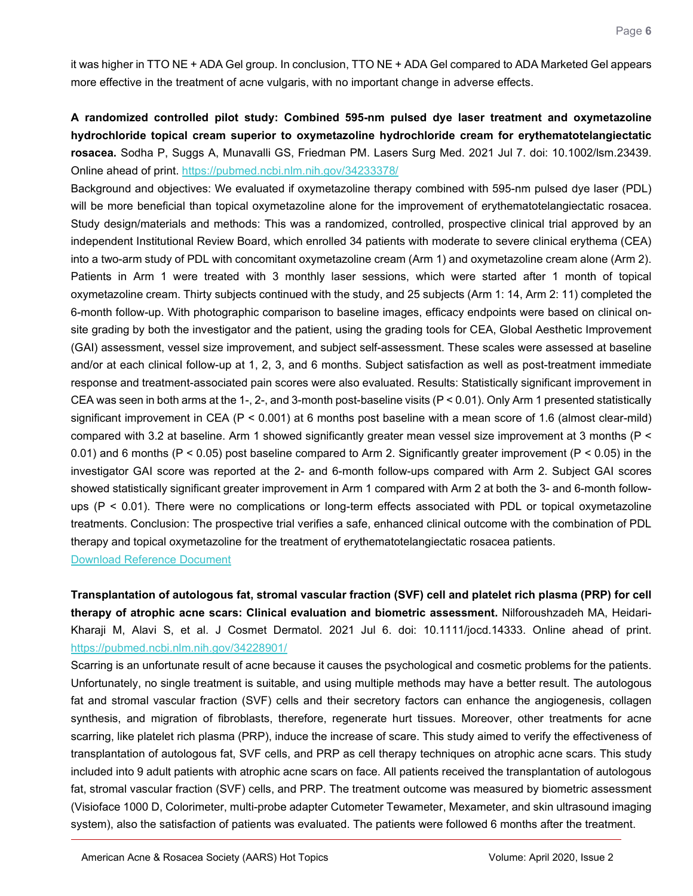it was higher in TTO NE + ADA Gel group. In conclusion, TTO NE + ADA Gel compared to ADA Marketed Gel appears more effective in the treatment of acne vulgaris, with no important change in adverse effects.

**A randomized controlled pilot study: Combined 595-nm pulsed dye laser treatment and oxymetazoline hydrochloride topical cream superior to oxymetazoline hydrochloride cream for erythematotelangiectatic rosacea.** Sodha P, Suggs A, Munavalli GS, Friedman PM. Lasers Surg Med. 2021 Jul 7. doi: 10.1002/lsm.23439. Online ahead of print. https://pubmed.ncbi.nlm.nih.gov/34233378/

Background and objectives: We evaluated if oxymetazoline therapy combined with 595-nm pulsed dye laser (PDL) will be more beneficial than topical oxymetazoline alone for the improvement of erythematotelangiectatic rosacea. Study design/materials and methods: This was a randomized, controlled, prospective clinical trial approved by an independent Institutional Review Board, which enrolled 34 patients with moderate to severe clinical erythema (CEA) into a two-arm study of PDL with concomitant oxymetazoline cream (Arm 1) and oxymetazoline cream alone (Arm 2). Patients in Arm 1 were treated with 3 monthly laser sessions, which were started after 1 month of topical oxymetazoline cream. Thirty subjects continued with the study, and 25 subjects (Arm 1: 14, Arm 2: 11) completed the 6-month follow-up. With photographic comparison to baseline images, efficacy endpoints were based on clinical on-site grading by both the investigator and the patient, using the grading tools for CEA, Global Aesthetic Improvement (GAI) assessment, vessel size improvement, and subject self-assessment. These scales were assessed at baseline and/or at each clinical follow-up at 1, 2, 3, and 6 months. Subject satisfaction as well as post-treatment immediate response and treatment-associated pain scores were also evaluated. Results: Statistically significant improvement in CEA was seen in both arms at the 1-, 2-, and 3-month post-baseline visits ($P < 0.01$). Only Arm 1 presented statistically significant improvement in CEA ($P < 0.001$) at 6 months post baseline with a mean score of 1.6 (almost clear-mild) compared with 3.2 at baseline. Arm 1 showed significantly greater mean vessel size improvement at 3 months ($P < 0.01$) and 6 months ($P < 0.05$) post baseline compared to Arm 2. Significantly greater improvement ($P < 0.05$) in the investigator GAI score was reported at the 2- and 6-month follow-ups compared with Arm 2. Subject GAI scores showed statistically significant greater improvement in Arm 1 compared with Arm 2 at both the 3- and 6-month follow-ups ($P < 0.01$). There were no complications or long-term effects associated with PDL or topical oxymetazoline treatments. Conclusion: The prospective trial verifies a safe, enhanced clinical outcome with the combination of PDL therapy and topical oxymetazoline for the treatment of erythematotelangiectatic rosacea patients.

Download Reference Document

**Transplantation of autologous fat, stromal vascular fraction (SVF) cell and platelet rich plasma (PRP) for cell therapy of atrophic acne scars: Clinical evaluation and biometric assessment.** Nilforoushzadeh MA, Heidari-Kharaji M, Alavi S, et al. J Cosmet Dermatol. 2021 Jul 6. doi: 10.1111/jocd.14333. Online ahead of print. https://pubmed.ncbi.nlm.nih.gov/34228901/

Scarring is an unfortunate result of acne because it causes the psychological and cosmetic problems for the patients. Unfortunately, no single treatment is suitable, and using multiple methods may have a better result. The autologous fat and stromal vascular fraction (SVF) cells and their secretory factors can enhance the angiogenesis, collagen synthesis, and migration of fibroblasts, therefore, regenerate hurt tissues. Moreover, other treatments for acne scarring, like platelet rich plasma (PRP), induce the increase of scare. This study aimed to verify the effectiveness of transplantation of autologous fat, SVF cells, and PRP as cell therapy techniques on atrophic acne scars. This study included into 9 adult patients with atrophic acne scars on face. All patients received the transplantation of autologous fat, stromal vascular fraction (SVF) cells, and PRP. The treatment outcome was measured by biometric assessment (Visioface 1000 D, Colorimeter, multi-probe adapter Cutometer Tewameter, Mexameter, and skin ultrasound imaging system), also the satisfaction of patients was evaluated. The patients were followed 6 months after the treatment.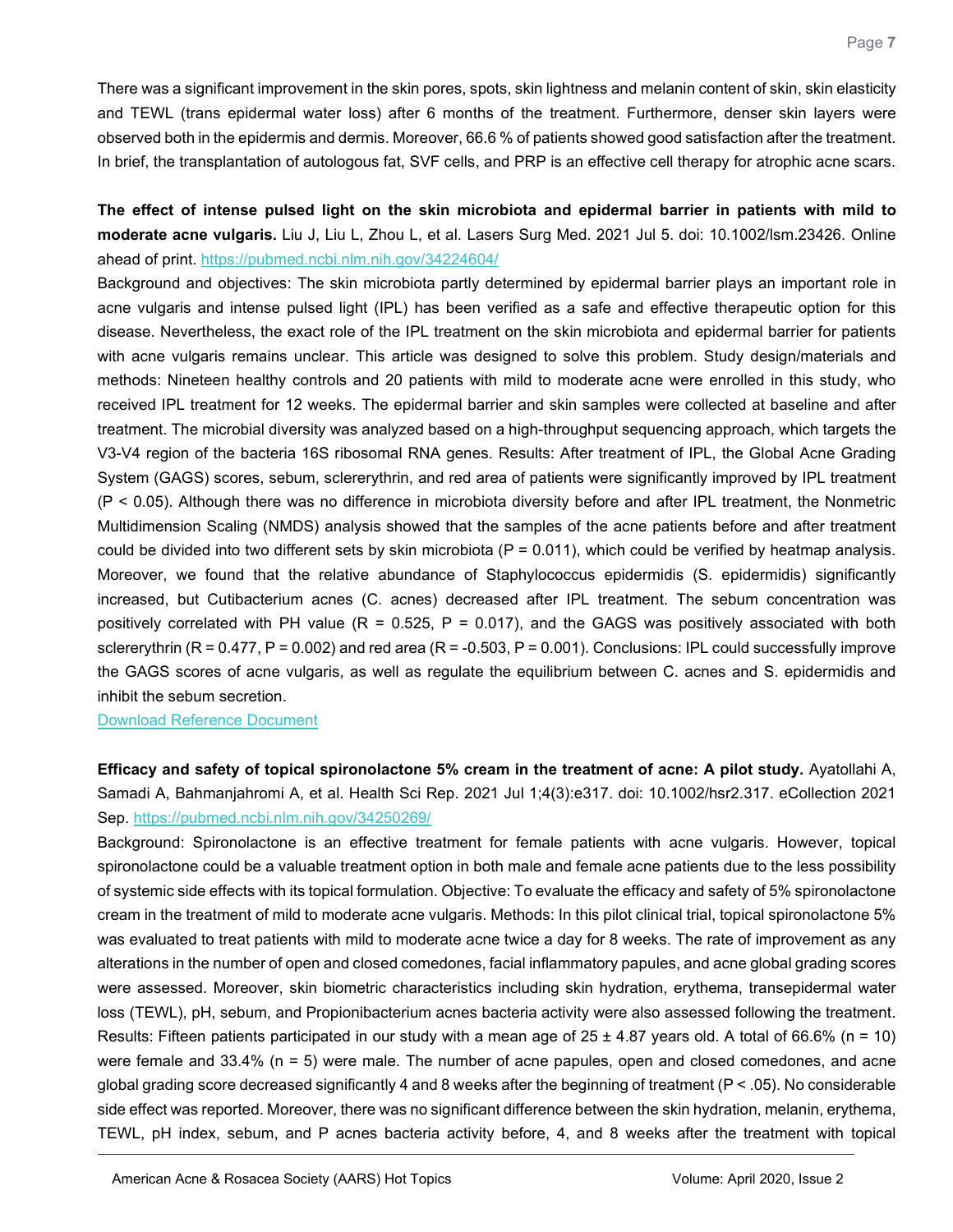There was a significant improvement in the skin pores, spots, skin lightness and melanin content of skin, skin elasticity and TEWL (trans epidermal water loss) after 6 months of the treatment. Furthermore, denser skin layers were observed both in the epidermis and dermis. Moreover, 66.6 % of patients showed good satisfaction after the treatment. In brief, the transplantation of autologous fat, SVF cells, and PRP is an effective cell therapy for atrophic acne scars.

**The effect of intense pulsed light on the skin microbiota and epidermal barrier in patients with mild to moderate acne vulgaris.** Liu J, Liu L, Zhou L, et al. Lasers Surg Med. 2021 Jul 5. doi: 10.1002/lsm.23426. Online ahead of print. https://pubmed.ncbi.nlm.nih.gov/34224604/

Background and objectives: The skin microbiota partly determined by epidermal barrier plays an important role in acne vulgaris and intense pulsed light (IPL) has been verified as a safe and effective therapeutic option for this disease. Nevertheless, the exact role of the IPL treatment on the skin microbiota and epidermal barrier for patients with acne vulgaris remains unclear. This article was designed to solve this problem. Study design/materials and methods: Nineteen healthy controls and 20 patients with mild to moderate acne were enrolled in this study, who received IPL treatment for 12 weeks. The epidermal barrier and skin samples were collected at baseline and after treatment. The microbial diversity was analyzed based on a high-throughput sequencing approach, which targets the V3-V4 region of the bacteria 16S ribosomal RNA genes. Results: After treatment of IPL, the Global Acne Grading System (GAGS) scores, sebum, sclererythrin, and red area of patients were significantly improved by IPL treatment ($P < 0.05$). Although there was no difference in microbiota diversity before and after IPL treatment, the Nonmetric Multidimension Scaling (NMDS) analysis showed that the samples of the acne patients before and after treatment could be divided into two different sets by skin microbiota ($P = 0.011$), which could be verified by heatmap analysis. Moreover, we found that the relative abundance of Staphylococcus epidermidis (S. epidermidis) significantly increased, but Cutibacterium acnes (C. acnes) decreased after IPL treatment. The sebum concentration was positively correlated with PH value ($R = 0.525$, $P = 0.017$), and the GAGS was positively associated with both sclererythrin ($R = 0.477$, $P = 0.002$) and red area ($R = -0.503$, $P = 0.001$). Conclusions: IPL could successfully improve the GAGS scores of acne vulgaris, as well as regulate the equilibrium between C. acnes and S. epidermidis and inhibit the sebum secretion.

Download Reference Document

**Efficacy and safety of topical spironolactone 5% cream in the treatment of acne: A pilot study.** Ayatollahi A, Samadi A, Bahmanjahromi A, et al. Health Sci Rep. 2021 Jul 1;4(3):e317. doi: 10.1002/hsr2.317. eCollection 2021 Sep. https://pubmed.ncbi.nlm.nih.gov/34250269/

Background: Spironolactone is an effective treatment for female patients with acne vulgaris. However, topical spironolactone could be a valuable treatment option in both male and female acne patients due to the less possibility of systemic side effects with its topical formulation. Objective: To evaluate the efficacy and safety of 5% spironolactone cream in the treatment of mild to moderate acne vulgaris. Methods: In this pilot clinical trial, topical spironolactone 5% was evaluated to treat patients with mild to moderate acne twice a day for 8 weeks. The rate of improvement as any alterations in the number of open and closed comedones, facial inflammatory papules, and acne global grading scores were assessed. Moreover, skin biometric characteristics including skin hydration, erythema, transepidermal water loss (TEWL), pH, sebum, and Propionibacterium acnes bacteria activity were also assessed following the treatment. Results: Fifteen patients participated in our study with a mean age of $25 \pm 4.87$ years old. A total of 66.6% ($n = 10$) were female and 33.4% ($n = 5$) were male. The number of acne papules, open and closed comedones, and acne global grading score decreased significantly 4 and 8 weeks after the beginning of treatment ($P < .05$). No considerable side effect was reported. Moreover, there was no significant difference between the skin hydration, melanin, erythema, TEWL, pH index, sebum, and P acnes bacteria activity before, 4, and 8 weeks after the treatment with topical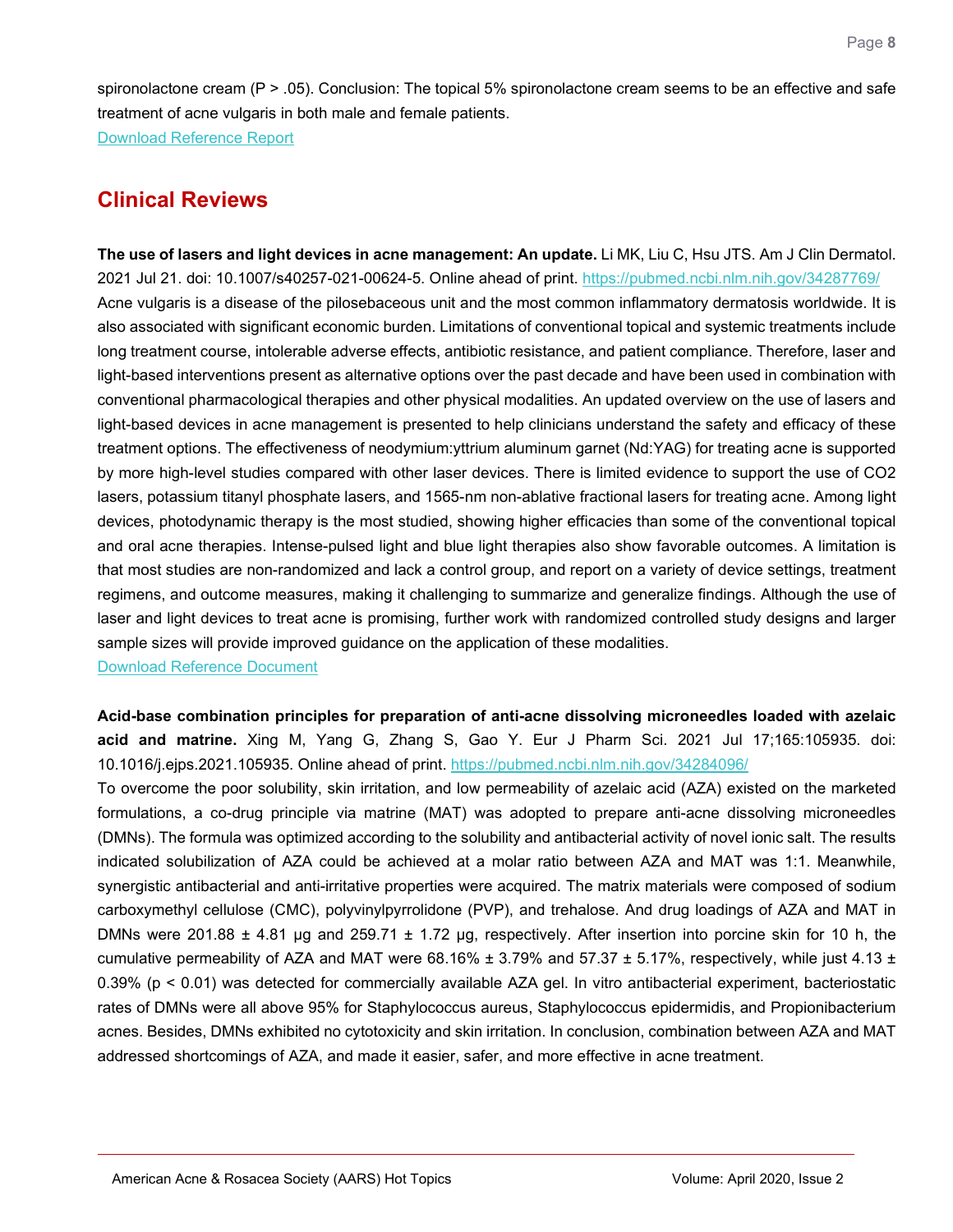spironolactone cream (P > .05). Conclusion: The topical 5% spironolactone cream seems to be an effective and safe treatment of acne vulgaris in both male and female patients.

[Download Reference Report](#)

## Clinical Reviews

**The use of lasers and light devices in acne management: An update.** Li MK, Liu C, Hsu JTS. Am J Clin Dermatol. 2021 Jul 21. doi: 10.1007/s40257-021-00624-5. Online ahead of print. https://pubmed.ncbi.nlm.nih.gov/34287769/

Acne vulgaris is a disease of the pilosebaceous unit and the most common inflammatory dermatosis worldwide. It is also associated with significant economic burden. Limitations of conventional topical and systemic treatments include long treatment course, intolerable adverse effects, antibiotic resistance, and patient compliance. Therefore, laser and light-based interventions present as alternative options over the past decade and have been used in combination with conventional pharmacological therapies and other physical modalities. An updated overview on the use of lasers and light-based devices in acne management is presented to help clinicians understand the safety and efficacy of these treatment options. The effectiveness of neodymium:yttrium aluminum garnet (Nd:YAG) for treating acne is supported by more high-level studies compared with other laser devices. There is limited evidence to support the use of $CO_2$ lasers, potassium titanyl phosphate lasers, and 1565-nm non-ablative fractional lasers for treating acne. Among light devices, photodynamic therapy is the most studied, showing higher efficacies than some of the conventional topical and oral acne therapies. Intense-pulsed light and blue light therapies also show favorable outcomes. A limitation is that most studies are non-randomized and lack a control group, and report on a variety of device settings, treatment regimens, and outcome measures, making it challenging to summarize and generalize findings. Although the use of laser and light devices to treat acne is promising, further work with randomized controlled study designs and larger sample sizes will provide improved guidance on the application of these modalities.

[Download Reference Document](#)

**Acid-base combination principles for preparation of anti-acne dissolving microneedles loaded with azelaic acid and matrine.** Xing M, Yang G, Zhang S, Gao Y. Eur J Pharm Sci. 2021 Jul 17;165:105935. doi: 10.1016/j.ejps.2021.105935. Online ahead of print. https://pubmed.ncbi.nlm.nih.gov/34284096/

To overcome the poor solubility, skin irritation, and low permeability of azelaic acid (AZA) existed on the marketed formulations, a co-drug principle via matrine (MAT) was adopted to prepare anti-acne dissolving microneedles (DMNs). The formula was optimized according to the solubility and antibacterial activity of novel ionic salt. The results indicated solubilization of AZA could be achieved at a molar ratio between AZA and MAT was 1:1. Meanwhile, synergistic antibacterial and anti-irritative properties were acquired. The matrix materials were composed of sodium carboxymethyl cellulose (CMC), polyvinylpyrrolidone (PVP), and trehalose. And drug loadings of AZA and MAT in DMNs were 201.88 ± 4.81 μg and 259.71 ± 1.72 μg, respectively. After insertion into porcine skin for 10 h, the cumulative permeability of AZA and MAT were 68.16% ± 3.79% and 57.37 ± 5.17%, respectively, while just 4.13 ± 0.39% ($p < 0.01$) was detected for commercially available AZA gel. In vitro antibacterial experiment, bacteriostatic rates of DMNs were all above 95% for Staphylococcus aureus, Staphylococcus epidermidis, and Propionibacterium acnes. Besides, DMNs exhibited no cytotoxicity and skin irritation. In conclusion, combination between AZA and MAT addressed shortcomings of AZA, and made it easier, safer, and more effective in acne treatment.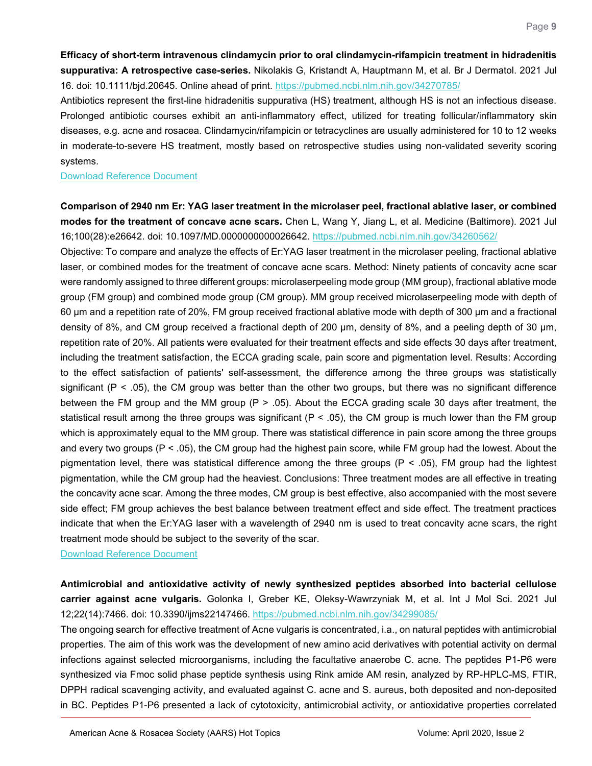**Efficacy of short-term intravenous clindamycin prior to oral clindamycin-rifampicin treatment in hidradenitis suppurativa: A retrospective case-series.** Nikolakis G, Kristandt A, Hauptmann M, et al. Br J Dermatol. 2021 Jul 16. doi: 10.1111/bjd.20645. Online ahead of print. https://pubmed.ncbi.nlm.nih.gov/34270785/

Antibiotics represent the first-line hidradenitis suppurativa (HS) treatment, although HS is not an infectious disease. Prolonged antibiotic courses exhibit an anti-inflammatory effect, utilized for treating follicular/inflammatory skin diseases, e.g. acne and rosacea. Clindamycin/rifampicin or tetracyclines are usually administered for 10 to 12 weeks in moderate-to-severe HS treatment, mostly based on retrospective studies using non-validated severity scoring systems.

Download Reference Document

**Comparison of 2940 nm Er: YAG laser treatment in the microlaser peel, fractional ablative laser, or combined modes for the treatment of concave acne scars.** Chen L, Wang Y, Jiang L, et al. Medicine (Baltimore). 2021 Jul 16;100(28):e26642. doi: 10.1097/MD.0000000000026642. https://pubmed.ncbi.nlm.nih.gov/34260562/

Objective: To compare and analyze the effects of Er:YAG laser treatment in the microlaser peeling, fractional ablative laser, or combined modes for the treatment of concave acne scars. Method: Ninety patients of concavity acne scar were randomly assigned to three different groups: microlaserpeeling mode group (MM group), fractional ablative mode group (FM group) and combined mode group (CM group). MM group received microlaserpeeling mode with depth of 60 μm and a repetition rate of 20%, FM group received fractional ablative mode with depth of 300 μm and a fractional density of 8%, and CM group received a fractional depth of 200 μm, density of 8%, and a peeling depth of 30 μm, repetition rate of 20%. All patients were evaluated for their treatment effects and side effects 30 days after treatment, including the treatment satisfaction, the ECCA grading scale, pain score and pigmentation level. Results: According to the effect satisfaction of patients' self-assessment, the difference among the three groups was statistically significant ($P < .05$), the CM group was better than the other two groups, but there was no significant difference between the FM group and the MM group ($P > .05$). About the ECCA grading scale 30 days after treatment, the statistical result among the three groups was significant ($P < .05$), the CM group is much lower than the FM group which is approximately equal to the MM group. There was statistical difference in pain score among the three groups and every two groups ($P < .05$), the CM group had the highest pain score, while FM group had the lowest. About the pigmentation level, there was statistical difference among the three groups ($P < .05$), FM group had the lightest pigmentation, while the CM group had the heaviest. Conclusions: Three treatment modes are all effective in treating the concavity acne scar. Among the three modes, CM group is best effective, also accompanied with the most severe side effect; FM group achieves the best balance between treatment effect and side effect. The treatment practices indicate that when the Er:YAG laser with a wavelength of 2940 nm is used to treat concavity acne scars, the right treatment mode should be subject to the severity of the scar.

Download Reference Document

**Antimicrobial and antioxidative activity of newly synthesized peptides absorbed into bacterial cellulose carrier against acne vulgaris.** Golonka I, Greber KE, Oleksy-Wawrzyniak M, et al. Int J Mol Sci. 2021 Jul 12;22(14):7466. doi: 10.3390/ijms22147466. https://pubmed.ncbi.nlm.nih.gov/34299085/

The ongoing search for effective treatment of Acne vulgaris is concentrated, i.a., on natural peptides with antimicrobial properties. The aim of this work was the development of new amino acid derivatives with potential activity on dermal infections against selected microorganisms, including the facultative anaerobe C. acne. The peptides P1-P6 were synthesized via Fmoc solid phase peptide synthesis using Rink amide AM resin, analyzed by RP-HPLC-MS, FTIR, DPPH radical scavenging activity, and evaluated against C. acne and S. aureus, both deposited and non-deposited in BC. Peptides P1-P6 presented a lack of cytotoxicity, antimicrobial activity, or antioxidative properties correlated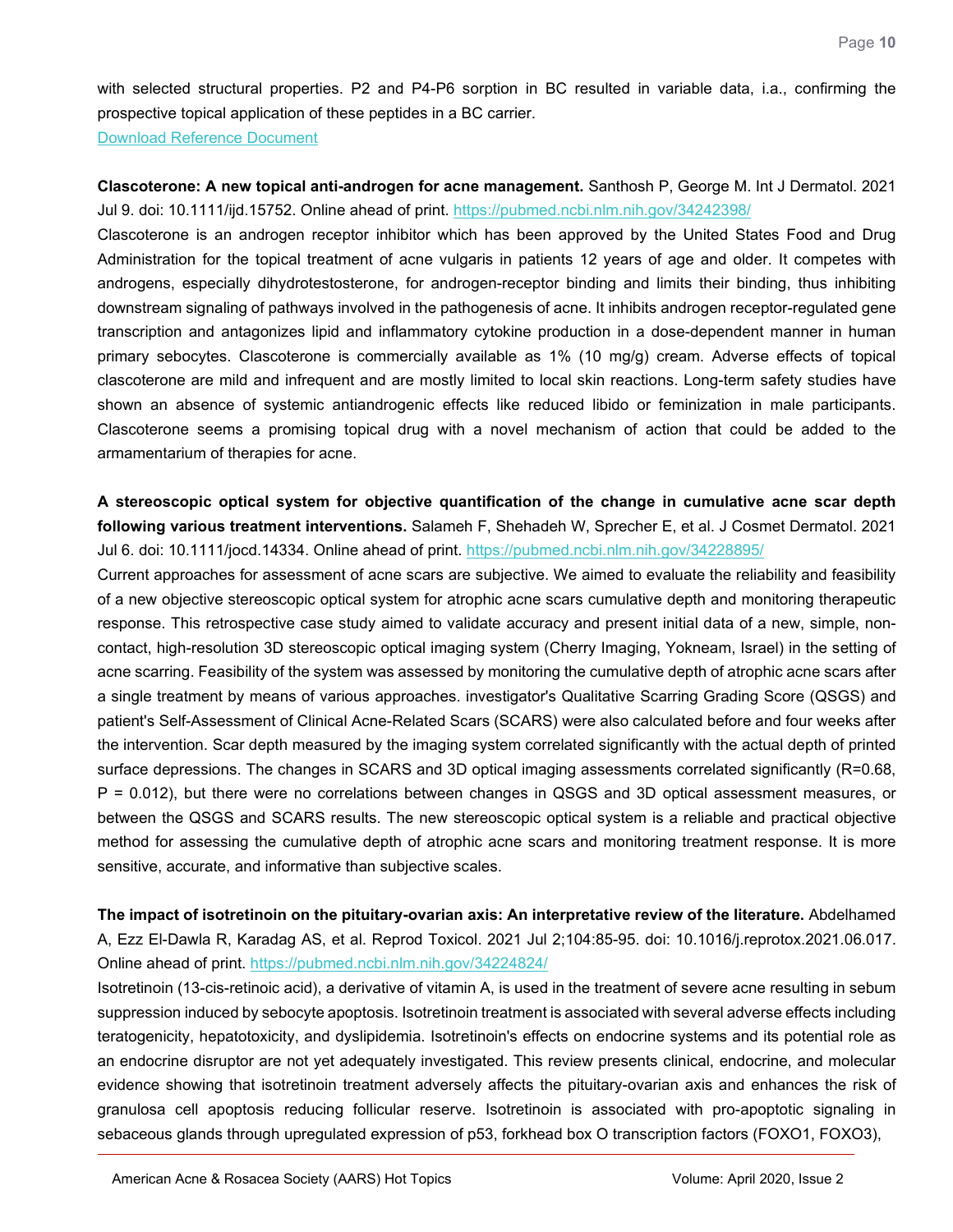with selected structural properties. P2 and P4-P6 sorption in BC resulted in variable data, i.a., confirming the prospective topical application of these peptides in a BC carrier.
[Download Reference Document]

**Clascoterone: A new topical anti-androgen for acne management.** Santhosh P, George M. Int J Dermatol. 2021 Jul 9. doi: 10.1111/ijd.15752. Online ahead of print. https://pubmed.ncbi.nlm.nih.gov/34242398/
Clascoterone is an androgen receptor inhibitor which has been approved by the United States Food and Drug Administration for the topical treatment of acne vulgaris in patients 12 years of age and older. It competes with androgens, especially dihydrotestosterone, for androgen-receptor binding and limits their binding, thus inhibiting downstream signaling of pathways involved in the pathogenesis of acne. It inhibits androgen receptor-regulated gene transcription and antagonizes lipid and inflammatory cytokine production in a dose-dependent manner in human primary sebocytes. Clascoterone is commercially available as 1% (10 mg/g) cream. Adverse effects of topical clascoterone are mild and infrequent and are mostly limited to local skin reactions. Long-term safety studies have shown an absence of systemic antiandrogenic effects like reduced libido or feminization in male participants. Clascoterone seems a promising topical drug with a novel mechanism of action that could be added to the armamentarium of therapies for acne.

**A stereoscopic optical system for objective quantification of the change in cumulative acne scar depth following various treatment interventions.** Salameh F, Shehadeh W, Sprecher E, et al. J Cosmet Dermatol. 2021 Jul 6. doi: 10.1111/jocd.14334. Online ahead of print. https://pubmed.ncbi.nlm.nih.gov/34228895/
Current approaches for assessment of acne scars are subjective. We aimed to evaluate the reliability and feasibility of a new objective stereoscopic optical system for atrophic acne scars cumulative depth and monitoring therapeutic response. This retrospective case study aimed to validate accuracy and present initial data of a new, simple, non-contact, high-resolution 3D stereoscopic optical imaging system (Cherry Imaging, Yokneam, Israel) in the setting of acne scarring. Feasibility of the system was assessed by monitoring the cumulative depth of atrophic acne scars after a single treatment by means of various approaches. investigator's Qualitative Scarring Grading Score (QSGS) and patient's Self-Assessment of Clinical Acne-Related Scars (SCARS) were also calculated before and four weeks after the intervention. Scar depth measured by the imaging system correlated significantly with the actual depth of printed surface depressions. The changes in SCARS and 3D optical imaging assessments correlated significantly ($R=0.68$, $P = 0.012$), but there were no correlations between changes in QSGS and 3D optical assessment measures, or between the QSGS and SCARS results. The new stereoscopic optical system is a reliable and practical objective method for assessing the cumulative depth of atrophic acne scars and monitoring treatment response. It is more sensitive, accurate, and informative than subjective scales.

**The impact of isotretinoin on the pituitary-ovarian axis: An interpretative review of the literature.** Abdelhamed A, Ezz El-Dawla R, Karadag AS, et al. Reprod Toxicol. 2021 Jul 2;104:85-95. doi: 10.1016/j.reprotox.2021.06.017. Online ahead of print. https://pubmed.ncbi.nlm.nih.gov/34224824/
Isotretinoin (13-cis-retinoic acid), a derivative of vitamin A, is used in the treatment of severe acne resulting in sebum suppression induced by sebocyte apoptosis. Isotretinoin treatment is associated with several adverse effects including teratogenicity, hepatotoxicity, and dyslipidemia. Isotretinoin's effects on endocrine systems and its potential role as an endocrine disruptor are not yet adequately investigated. This review presents clinical, endocrine, and molecular evidence showing that isotretinoin treatment adversely affects the pituitary-ovarian axis and enhances the risk of granulosa cell apoptosis reducing follicular reserve. Isotretinoin is associated with pro-apoptotic signaling in sebaceous glands through upregulated expression of p53, forkhead box O transcription factors (FOXO1, FOXO3),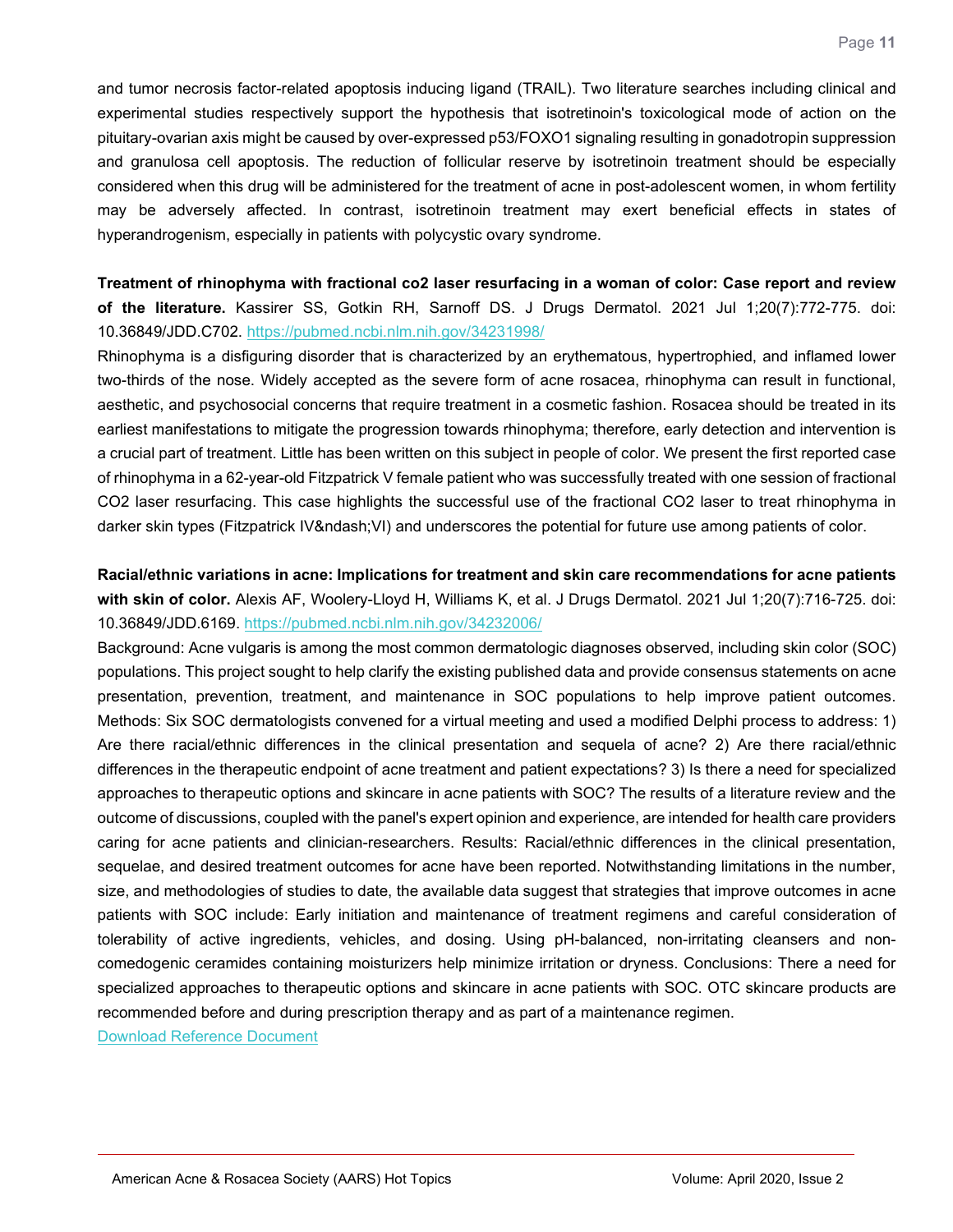and tumor necrosis factor-related apoptosis inducing ligand (TRAIL). Two literature searches including clinical and experimental studies respectively support the hypothesis that isotretinoin's toxicological mode of action on the pituitary-ovarian axis might be caused by over-expressed p53/FOXO1 signaling resulting in gonadotropin suppression and granulosa cell apoptosis. The reduction of follicular reserve by isotretinoin treatment should be especially considered when this drug will be administered for the treatment of acne in post-adolescent women, in whom fertility may be adversely affected. In contrast, isotretinoin treatment may exert beneficial effects in states of hyperandrogenism, especially in patients with polycystic ovary syndrome.

**Treatment of rhinophyma with fractional co2 laser resurfacing in a woman of color: Case report and review of the literature.** Kassirer SS, Gotkin RH, Sarnoff DS. J Drugs Dermatol. 2021 Jul 1;20(7):772-775. doi: 10.36849/JDD.C702. https://pubmed.ncbi.nlm.nih.gov/34231998/

Rhinophyma is a disfiguring disorder that is characterized by an erythematous, hypertrophied, and inflamed lower two-thirds of the nose. Widely accepted as the severe form of acne rosacea, rhinophyma can result in functional, aesthetic, and psychosocial concerns that require treatment in a cosmetic fashion. Rosacea should be treated in its earliest manifestations to mitigate the progression towards rhinophyma; therefore, early detection and intervention is a crucial part of treatment. Little has been written on this subject in people of color. We present the first reported case of rhinophyma in a 62-year-old Fitzpatrick V female patient who was successfully treated with one session of fractional CO2 laser resurfacing. This case highlights the successful use of the fractional CO2 laser to treat rhinophyma in darker skin types (Fitzpatrick IV&ndash;VI) and underscores the potential for future use among patients of color.

**Racial/ethnic variations in acne: Implications for treatment and skin care recommendations for acne patients with skin of color.** Alexis AF, Woolery-Lloyd H, Williams K, et al. J Drugs Dermatol. 2021 Jul 1;20(7):716-725. doi: 10.36849/JDD.6169. https://pubmed.ncbi.nlm.nih.gov/34232006/

Background: Acne vulgaris is among the most common dermatologic diagnoses observed, including skin color (SOC) populations. This project sought to help clarify the existing published data and provide consensus statements on acne presentation, prevention, treatment, and maintenance in SOC populations to help improve patient outcomes. Methods: Six SOC dermatologists convened for a virtual meeting and used a modified Delphi process to address: 1) Are there racial/ethnic differences in the clinical presentation and sequela of acne? 2) Are there racial/ethnic differences in the therapeutic endpoint of acne treatment and patient expectations? 3) Is there a need for specialized approaches to therapeutic options and skincare in acne patients with SOC? The results of a literature review and the outcome of discussions, coupled with the panel's expert opinion and experience, are intended for health care providers caring for acne patients and clinician-researchers. Results: Racial/ethnic differences in the clinical presentation, sequelae, and desired treatment outcomes for acne have been reported. Notwithstanding limitations in the number, size, and methodologies of studies to date, the available data suggest that strategies that improve outcomes in acne patients with SOC include: Early initiation and maintenance of treatment regimens and careful consideration of tolerability of active ingredients, vehicles, and dosing. Using pH-balanced, non-irritating cleansers and non-comedogenic ceramides containing moisturizers help minimize irritation or dryness. Conclusions: There a need for specialized approaches to therapeutic options and skincare in acne patients with SOC. OTC skincare products are recommended before and during prescription therapy and as part of a maintenance regimen.

Download Reference Document